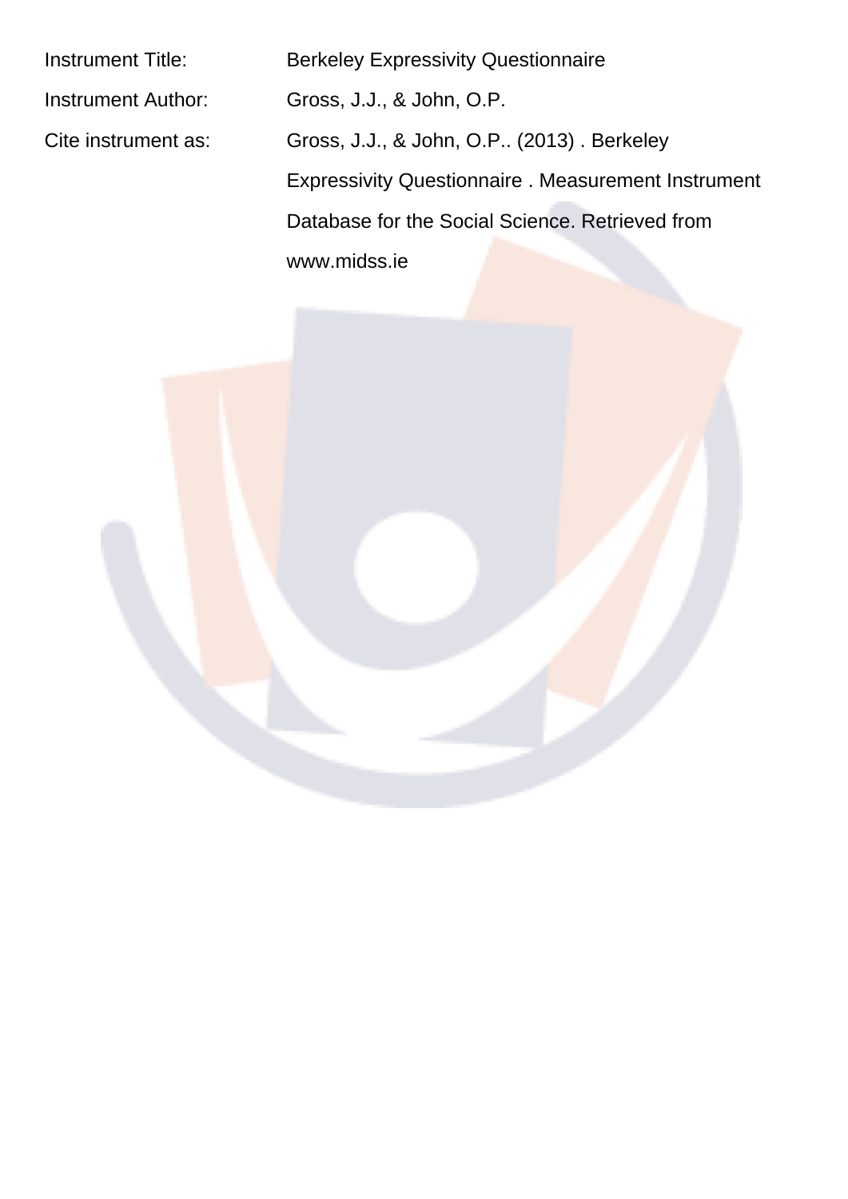Instrument Title: Berkeley Expressivity Questionnaire

Instrument Author: Gross, J.J., & John, O.P.

Cite instrument as: Gross, J.J., & John, O.P.. (2013) . Berkeley Expressivity Questionnaire . Measurement Instrument Database for the Social Science. Retrieved from www.midss.ie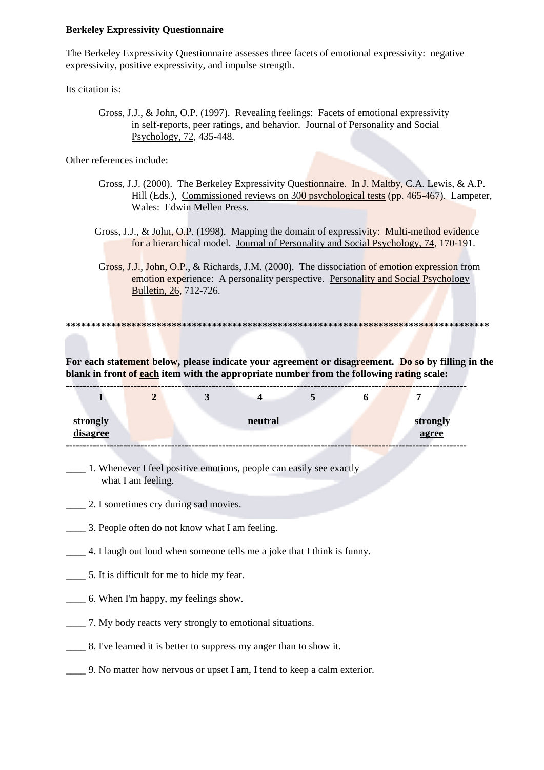**Berkeley Expressivity Questionnaire**

The Berkeley Expressivity Questionnaire assesses three facets of emotional expressivity: negative expressivity, positive expressivity, and impulse strength.

Its citation is:

> Gross, J.J., & John, O.P. (1997). Revealing feelings: Facets of emotional expressivity in self-reports, peer ratings, and behavior. Journal of Personality and Social Psychology, 72, 435-448.

Other references include:

> Gross, J.J. (2000). The Berkeley Expressivity Questionnaire. In J. Maltby, C.A. Lewis, & A.P. Hill (Eds.), Commissioned reviews on 300 psychological tests (pp. 465-467). Lampeter, Wales: Edwin Mellen Press.

> Gross, J.J., & John, O.P. (1998). Mapping the domain of expressivity: Multi-method evidence for a hierarchical model. Journal of Personality and Social Psychology, 74, 170-191.

> Gross, J.J., John, O.P., & Richards, J.M. (2000). The dissociation of emotion expression from emotion experience: A personality perspective. Personality and Social Psychology Bulletin, 26, 712-726.

*************************************************************************************

**For each statement below, please indicate your agreement or disagreement. Do so by filling in the blank in front of each item with the appropriate number from the following rating scale:**

| 1 | 2 | 3 | 4 | 5 | 6 | 7 |
|---|---|---|---|---|---|---|
| **strongly disagree** | | | **neutral** | | | **strongly agree** |

____ 1. Whenever I feel positive emotions, people can easily see exactly what I am feeling.

____ 2. I sometimes cry during sad movies.

____ 3. People often do not know what I am feeling.

____ 4. I laugh out loud when someone tells me a joke that I think is funny.

____ 5. It is difficult for me to hide my fear.

____ 6. When I'm happy, my feelings show.

____ 7. My body reacts very strongly to emotional situations.

____ 8. I've learned it is better to suppress my anger than to show it.

____ 9. No matter how nervous or upset I am, I tend to keep a calm exterior.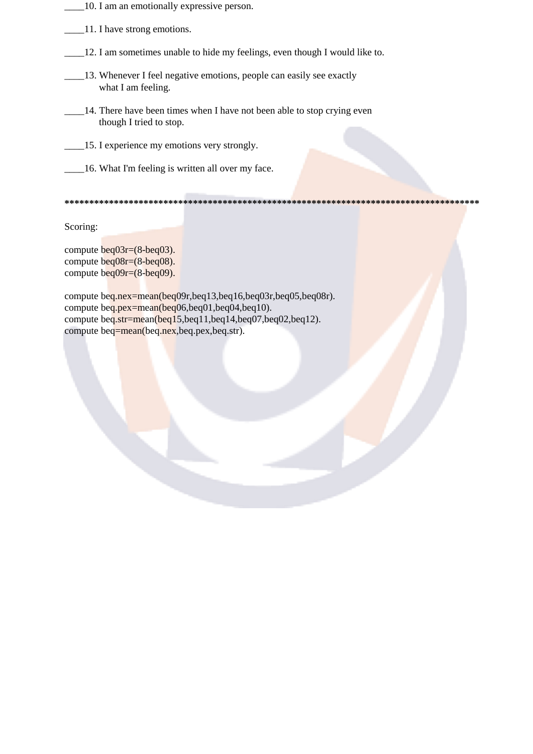____10. I am an emotionally expressive person.

____11. I have strong emotions.

____12. I am sometimes unable to hide my feelings, even though I would like to.

____13. Whenever I feel negative emotions, people can easily see exactly what I am feeling.

____14. There have been times when I have not been able to stop crying even though I tried to stop.

____15. I experience my emotions very strongly.

____16. What I'm feeling is written all over my face.

****************************************************************************************

Scoring:

```
compute beq03r=(8-beq03).
compute beq08r=(8-beq08).
compute beq09r=(8-beq09).

compute beq.nex=mean(beq09r,beq13,beq16,beq03r,beq05,beq08r).
compute beq.pex=mean(beq06,beq01,beq04,beq10).
compute beq.str=mean(beq15,beq11,beq14,beq07,beq02,beq12).
compute beq=mean(beq.nex,beq.pex,beq.str).
```